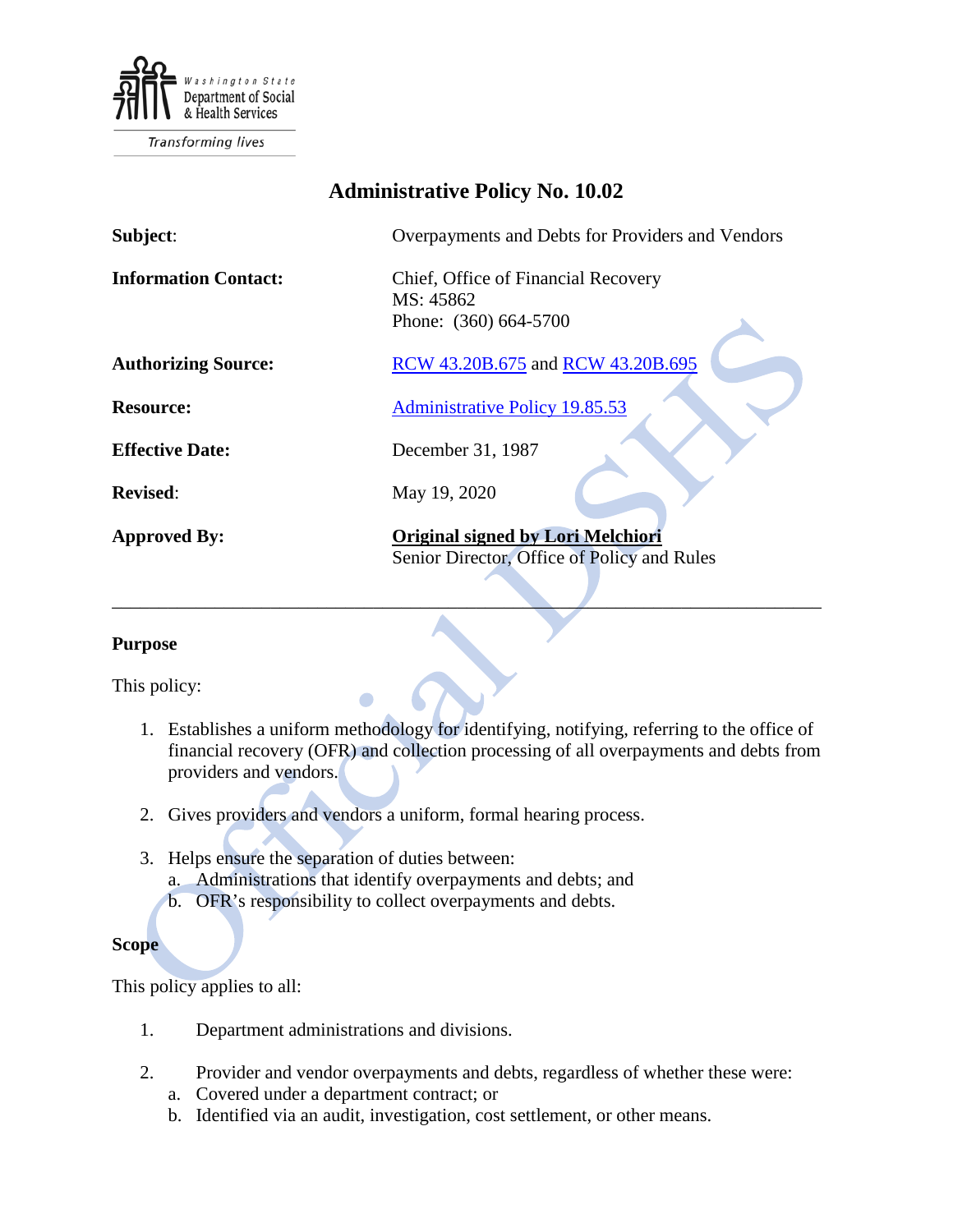Washington State Department of Social & Health Services

Transforming lives

# Administrative Policy No. 10.02

| | |
|---|---|
| **Subject**: | Overpayments and Debts for Providers and Vendors |
| **Information Contact:** | Chief, Office of Financial Recovery<br>MS: 45862<br>Phone: (360) 664-5700 |
| **Authorizing Source:** | RCW 43.20B.675 and RCW 43.20B.695 |
| **Resource:** | Administrative Policy 19.85.53 |
| **Effective Date:** | December 31, 1987 |
| **Revised**: | May 19, 2020 |
| **Approved By:** | **Original signed by Lori Melchiori**<br>Senior Director, Office of Policy and Rules |

---

## Purpose

This policy:

1. Establishes a uniform methodology for identifying, notifying, referring to the office of financial recovery (OFR) and collection processing of all overpayments and debts from providers and vendors.

2. Gives providers and vendors a uniform, formal hearing process.

3. Helps ensure the separation of duties between:
   a. Administrations that identify overpayments and debts; and
   b. OFR's responsibility to collect overpayments and debts.

## Scope

This policy applies to all:

1. Department administrations and divisions.

2. Provider and vendor overpayments and debts, regardless of whether these were:
   a. Covered under a department contract; or
   b. Identified via an audit, investigation, cost settlement, or other means.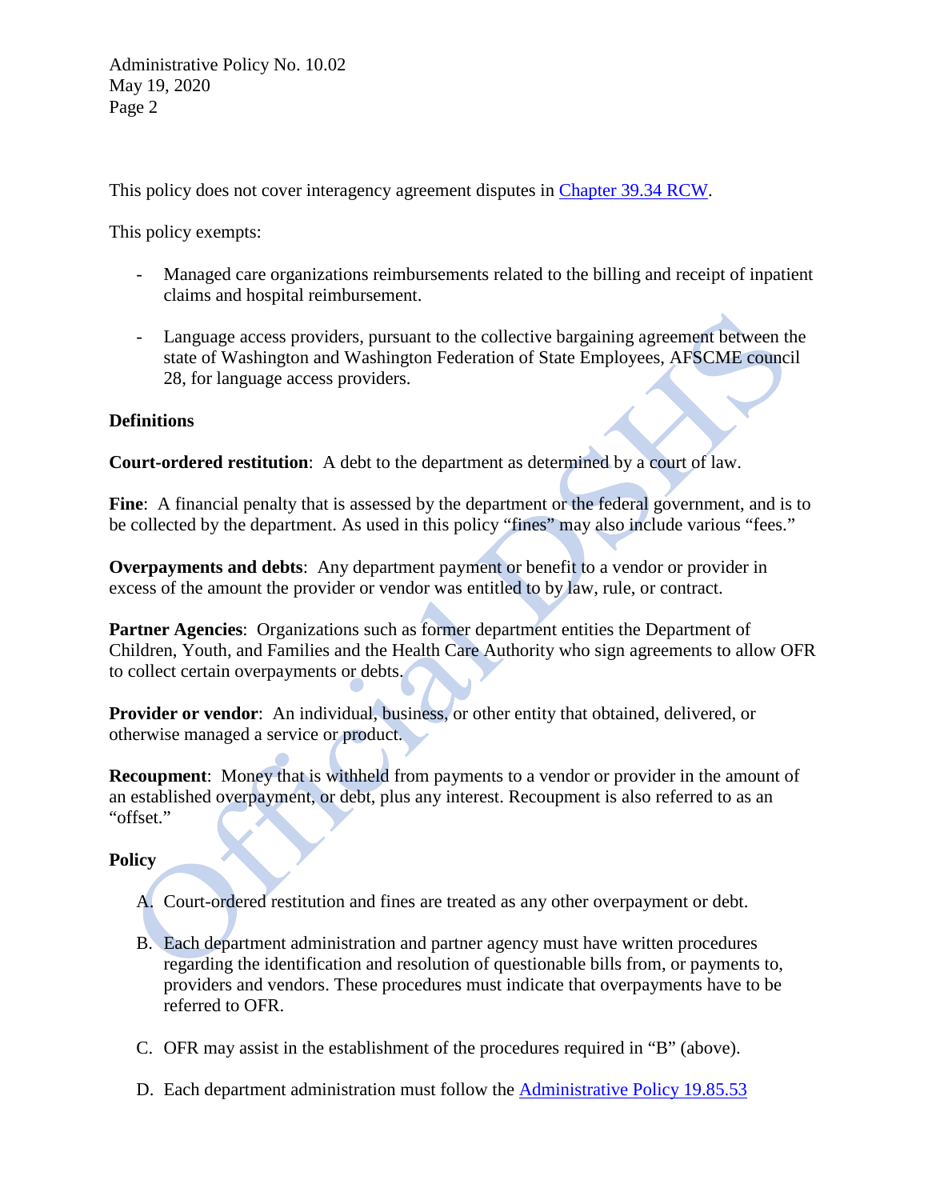This policy does not cover interagency agreement disputes in [Chapter 39.34 RCW](Chapter 39.34 RCW).

This policy exempts:

- Managed care organizations reimbursements related to the billing and receipt of inpatient claims and hospital reimbursement.

- Language access providers, pursuant to the collective bargaining agreement between the state of Washington and Washington Federation of State Employees, AFSCME council 28, for language access providers.

**Definitions**

**Court-ordered restitution**: A debt to the department as determined by a court of law.

**Fine**: A financial penalty that is assessed by the department or the federal government, and is to be collected by the department. As used in this policy "fines" may also include various "fees."

**Overpayments and debts**: Any department payment or benefit to a vendor or provider in excess of the amount the provider or vendor was entitled to by law, rule, or contract.

**Partner Agencies**: Organizations such as former department entities the Department of Children, Youth, and Families and the Health Care Authority who sign agreements to allow OFR to collect certain overpayments or debts.

**Provider or vendor**: An individual, business, or other entity that obtained, delivered, or otherwise managed a service or product.

**Recoupment**: Money that is withheld from payments to a vendor or provider in the amount of an established overpayment, or debt, plus any interest. Recoupment is also referred to as an "offset."

**Policy**

A. Court-ordered restitution and fines are treated as any other overpayment or debt.

B. Each department administration and partner agency must have written procedures regarding the identification and resolution of questionable bills from, or payments to, providers and vendors. These procedures must indicate that overpayments have to be referred to OFR.

C. OFR may assist in the establishment of the procedures required in "B" (above).

D. Each department administration must follow the Administrative Policy 19.85.53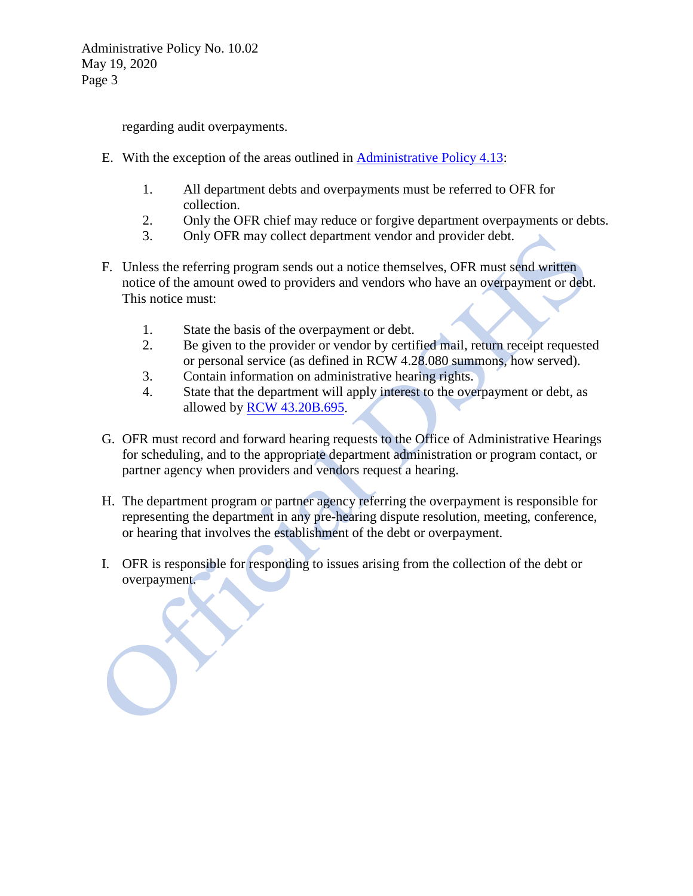regarding audit overpayments.

E. With the exception of the areas outlined in [Administrative Policy 4.13](Administrative Policy 4.13):

    1. All department debts and overpayments must be referred to OFR for collection.
    2. Only the OFR chief may reduce or forgive department overpayments or debts.
    3. Only OFR may collect department vendor and provider debt.

F. Unless the referring program sends out a notice themselves, OFR must send written notice of the amount owed to providers and vendors who have an overpayment or debt. This notice must:

    1. State the basis of the overpayment or debt.
    2. Be given to the provider or vendor by certified mail, return receipt requested or personal service (as defined in RCW 4.28.080 summons, how served).
    3. Contain information on administrative hearing rights.
    4. State that the department will apply interest to the overpayment or debt, as allowed by [RCW 43.20B.695](RCW 43.20B.695).

G. OFR must record and forward hearing requests to the Office of Administrative Hearings for scheduling, and to the appropriate department administration or program contact, or partner agency when providers and vendors request a hearing.

H. The department program or partner agency referring the overpayment is responsible for representing the department in any pre-hearing dispute resolution, meeting, conference, or hearing that involves the establishment of the debt or overpayment.

I. OFR is responsible for responding to issues arising from the collection of the debt or overpayment.